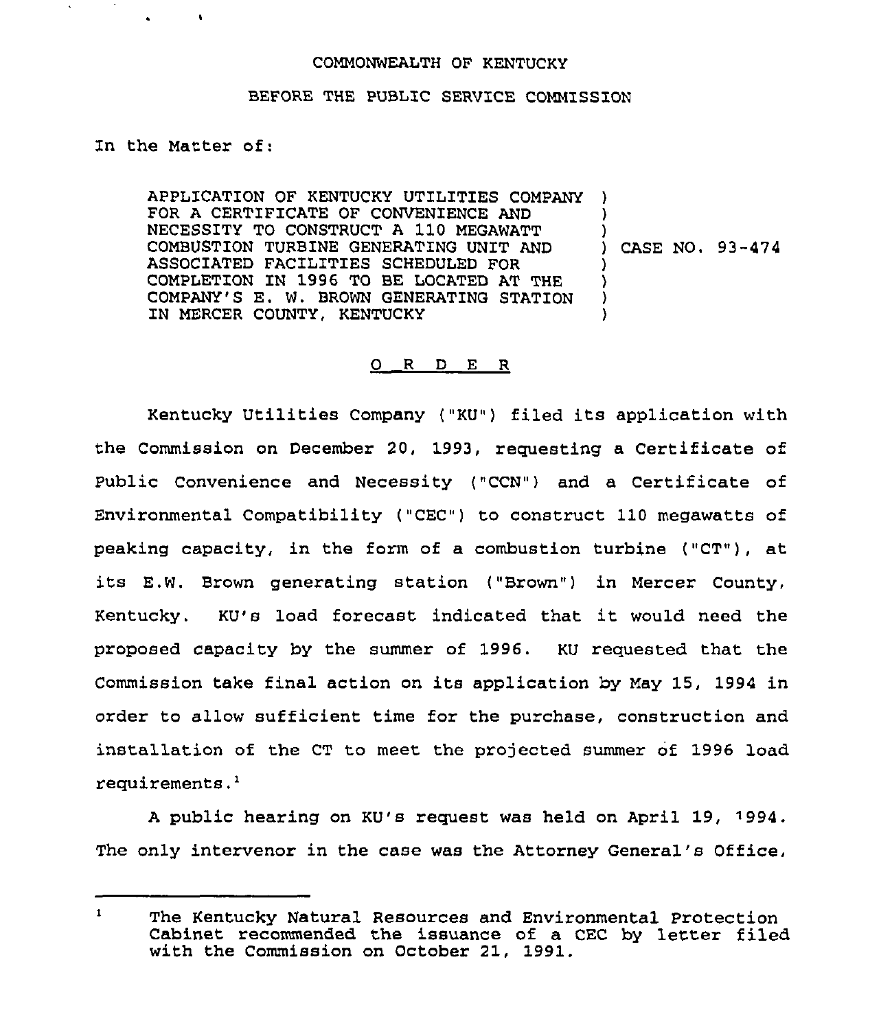COMMONWEALTH OF KENTUCKY

BEFORE THE PUBLIC SERVICE COMMISSION

In the Matter of:

APPLICATION OF KENTUCKY UTILITIES COMPANY FOR A CERTIFICATE OF CONVENIENCE AND NECESSITY TO CONSTRUCT A 110 MEGAWATT COMBUSTION TURBINE GENERATING UNIT AND ASSOCIATED FACILITIES SCHEDULED FOR COMPLETION IN 1996 TO BE LOCATED AT THE COMPANY'S E. W. BROWN GENERATING STATION IN MERCER COUNTY, KENTUCKY ) CASE NO. 93-474

O R D E R

Kentucky Utilities Company ("KU") filed its application with the Commission on December 20, 1993, requesting a Certificate of Public Convenience and Necessity ("CCN") and a Certificate of Environmental Compatibility ("CEC") to construct 110 megawatts of peaking capacity, in the form of a combustion turbine ("CT"), at its E.W. Brown generating station ("Brown") in Mercer County, Kentucky. KU's load forecast indicated that it would need the proposed capacity by the summer of 1996. KU requested that the Commission take final action on its application by May 15, 1994 in order to allow sufficient time for the purchase, construction and installation of the CT to meet the projected summer of 1996 load requirements.[1]

A public hearing on KU's request was held on April 19, 1994. The only intervenor in the case was the Attorney General's Office,

[1] The Kentucky Natural Resources and Environmental Protection Cabinet recommended the issuance of a CEC by letter filed with the Commission on October 21, 1991.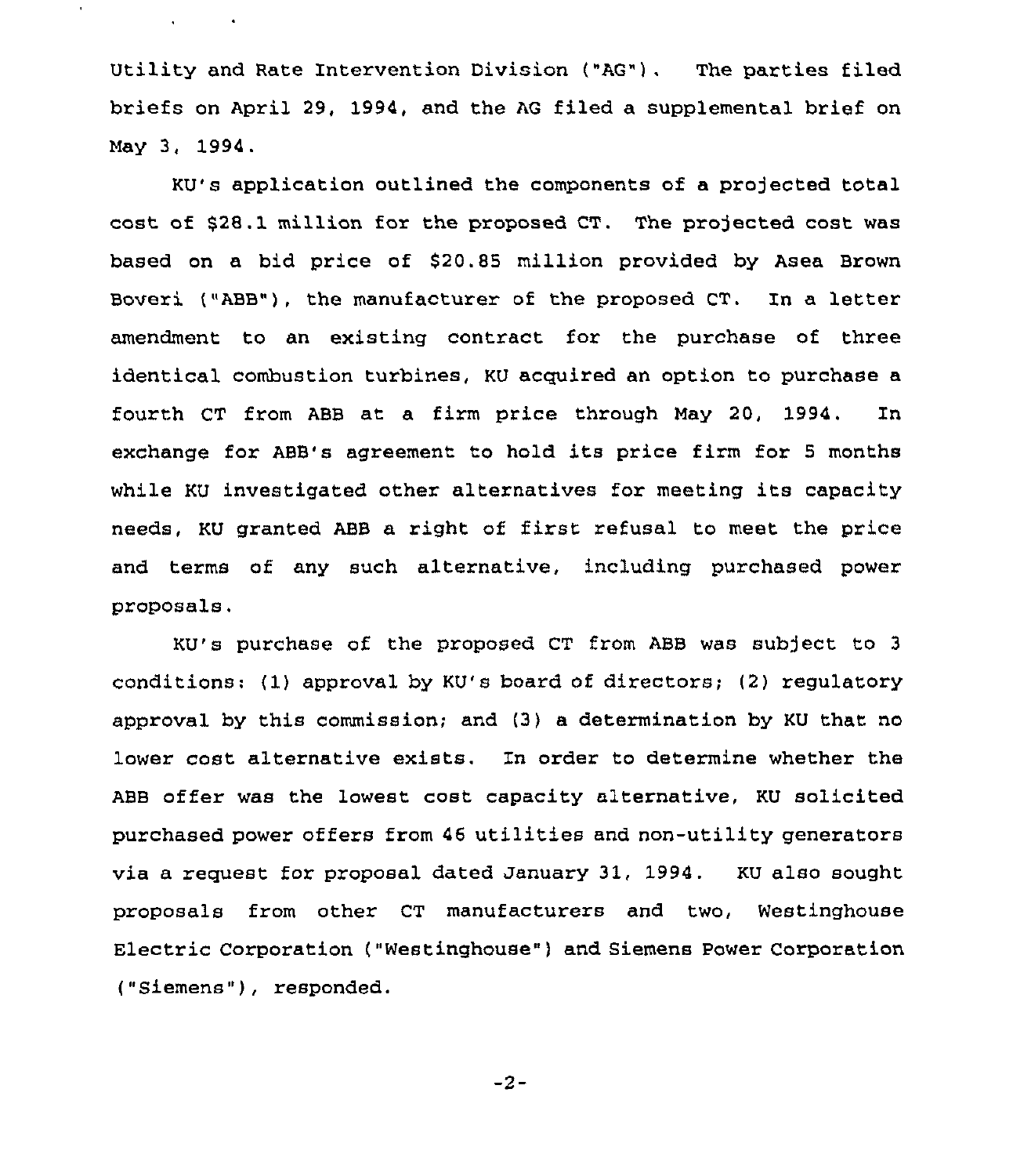Utility and Rate Intervention Division ("AG"). The parties filed briefs on April 29, 1994, and the AG filed a supplemental brief on May 3, 1994.

KU's application outlined the components of a projected total cost of $28.1 million for the proposed CT. The projected cost was based on a bid price of $20.85 million provided by Asea Brown Boveri ("ABB"), the manufacturer of the proposed CT. In a letter amendment to an existing contract for the purchase of three identical combustion turbines, KU acquired an option to purchase a fourth CT from ABB at a firm price through May 20, 1994. In exchange for ABB's agreement to hold its price firm for 5 months while KU investigated other alternatives for meeting its capacity needs, KU granted ABB a right of first refusal to meet the price and terms of any such alternative, including purchased power proposals.

KU's purchase of the proposed CT from ABB was subject to 3 conditions: (1) approval by KU's board of directors; (2) regulatory approval by this commission; and (3) a determination by KU that no lower cost alternative exists. In order to determine whether the ABB offer was the lowest cost capacity alternative, KU solicited purchased power offers from 46 utilities and non-utility generators via a request for proposal dated January 31, 1994. KU also sought proposals from other CT manufacturers and two, Westinghouse Electric Corporation ("Westinghouse") and Siemens Power Corporation ("Siemens"), responded.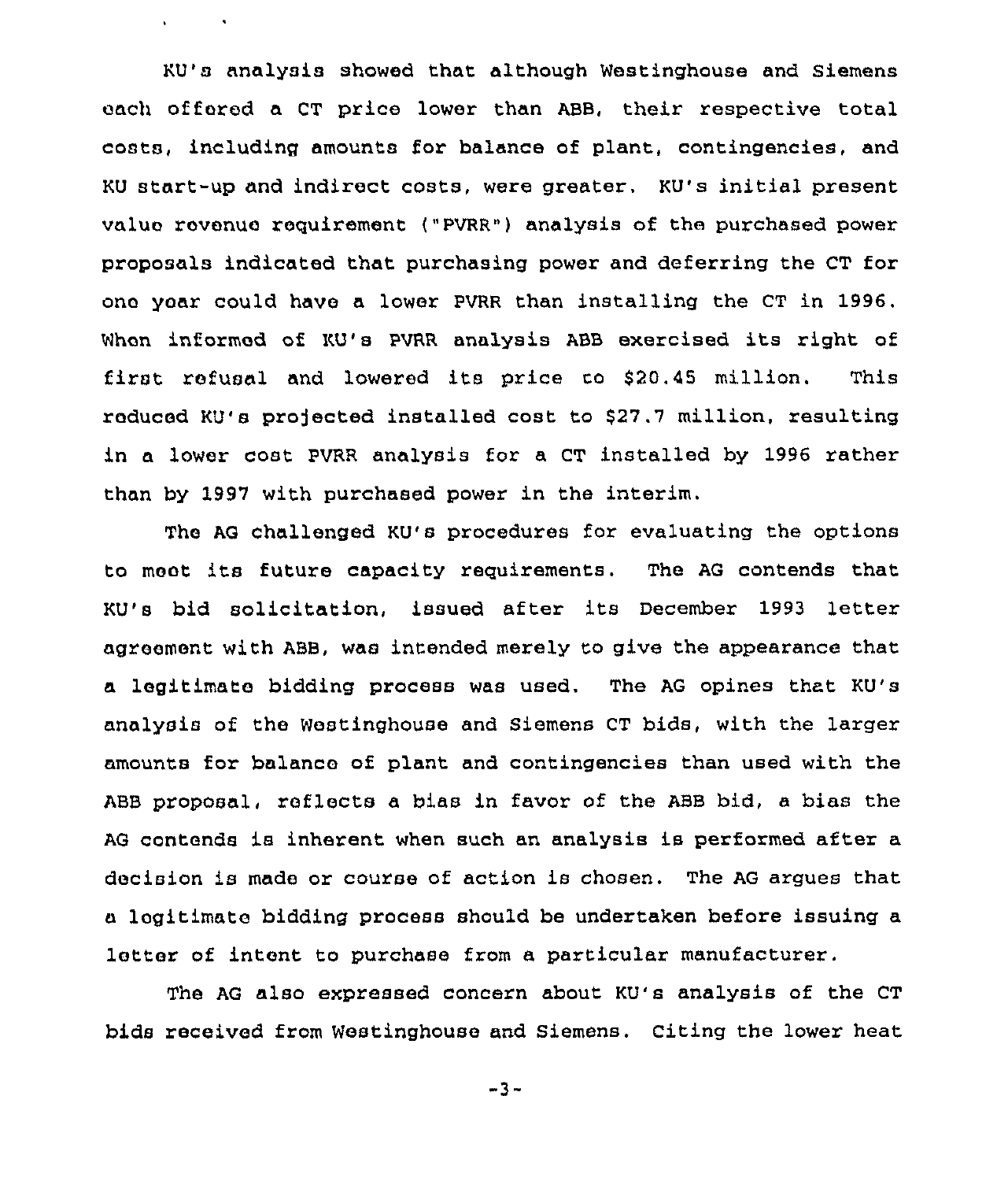KU's analysis showed that although Westinghouse and Siemens each offered a CT price lower than ABB, their respective total costs, including amounts for balance of plant, contingencies, and KU start-up and indirect costs, were greater. KU's initial present value revenue requirement ("PVRR") analysis of the purchased power proposals indicated that purchasing power and deferring the CT for one year could have a lower PVRR than installing the CT in 1996. When informed of KU's PVRR analysis ABB exercised its right of first refusal and lowered its price to $20.45 million. This reduced KU's projected installed cost to $27.7 million, resulting in a lower cost PVRR analysis for a CT installed by 1996 rather than by 1997 with purchased power in the interim.

The AG challenged KU's procedures for evaluating the options to meet its future capacity requirements. The AG contends that KU's bid solicitation, issued after its December 1993 letter agreement with ABB, was intended merely to give the appearance that a legitimate bidding process was used. The AG opines that KU's analysis of the Westinghouse and Siemens CT bids, with the larger amounts for balance of plant and contingencies than used with the ABB proposal, reflects a bias in favor of the ABB bid, a bias the AG contends is inherent when such an analysis is performed after a decision is made or course of action is chosen. The AG argues that a legitimate bidding process should be undertaken before issuing a letter of intent to purchase from a particular manufacturer.

The AG also expressed concern about KU's analysis of the CT bids received from Westinghouse and Siemens. Citing the lower heat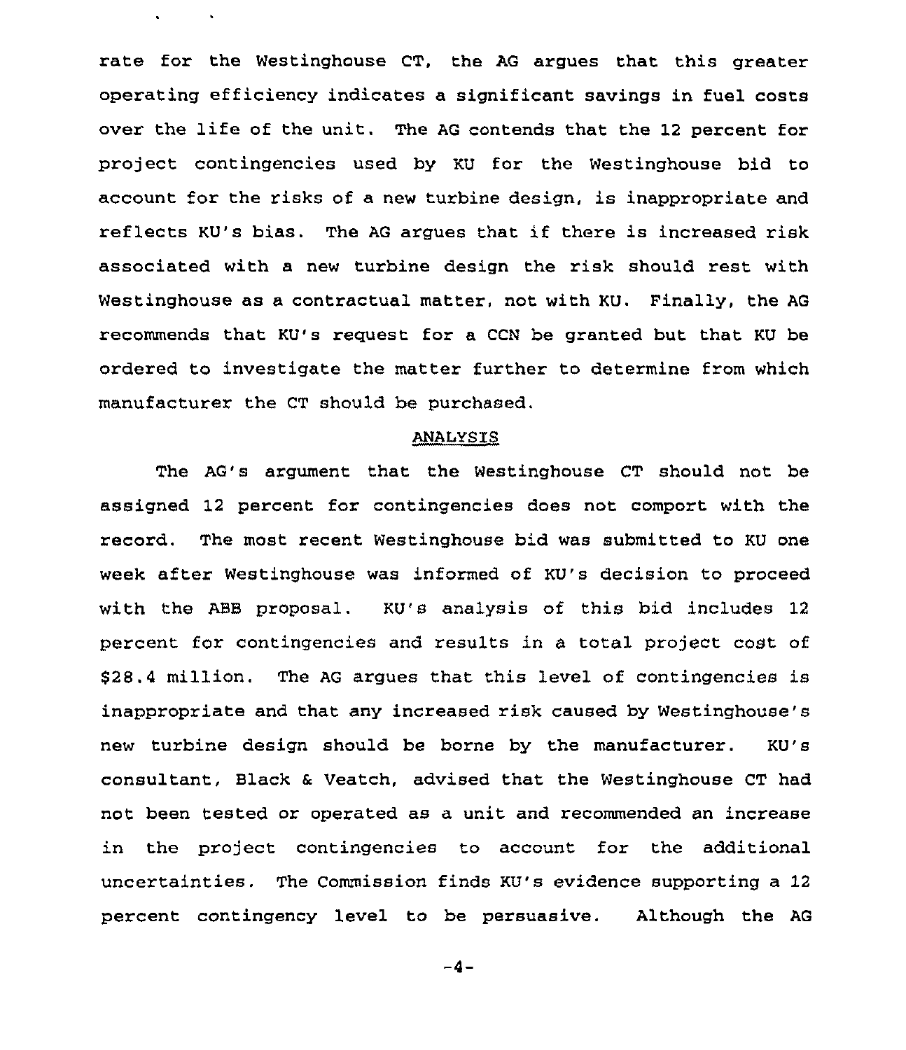rate for the Westinghouse CT, the AG argues that this greater operating efficiency indicates a significant savings in fuel costs over the life of the unit. The AG contends that the 12 percent for project contingencies used by KU for the Westinghouse bid to account for the risks of a new turbine design, is inappropriate and reflects KU's bias. The AG argues that if there is increased risk associated with a new turbine design the risk should rest with Westinghouse as a contractual matter, not with KU. Finally, the AG recommends that KU's request for a CCN be granted but that KU be ordered to investigate the matter further to determine from which manufacturer the CT should be purchased.

## ANALYSIS

The AG's argument that the Westinghouse CT should not be assigned 12 percent for contingencies does not comport with the record. The most recent Westinghouse bid was submitted to KU one week after Westinghouse was informed of KU's decision to proceed with the ABB proposal. KU's analysis of this bid includes 12 percent for contingencies and results in a total project cost of $28.4 million. The AG argues that this level of contingencies is inappropriate and that any increased risk caused by Westinghouse's new turbine design should be borne by the manufacturer. KU's consultant, Black & Veatch, advised that the Westinghouse CT had not been tested or operated as a unit and recommended an increase in the project contingencies to account for the additional uncertainties. The Commission finds KU's evidence supporting a 12 percent contingency level to be persuasive. Although the AG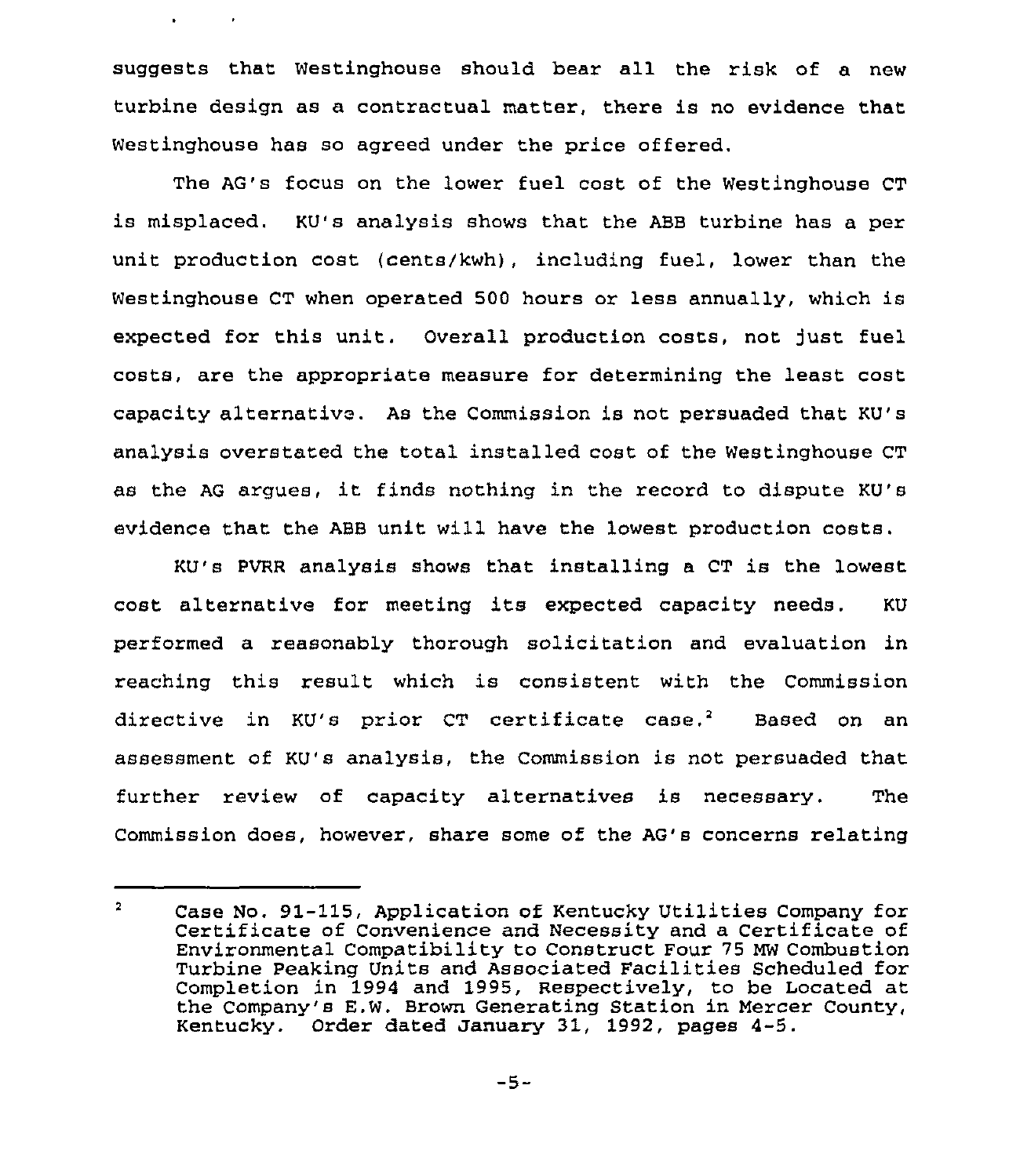suggests that Westinghouse should bear all the risk of a new turbine design as a contractual matter, there is no evidence that Westinghouse has so agreed under the price offered.

The AG's focus on the lower fuel cost of the Westinghouse CT is misplaced. KU's analysis shows that the ABB turbine has a per unit production cost (cents/kwh), including fuel, lower than the Westinghouse CT when operated 500 hours or less annually, which is expected for this unit. Overall production costs, not just fuel costs, are the appropriate measure for determining the least cost capacity alternative. As the Commission is not persuaded that KU's analysis overstated the total installed cost of the Westinghouse CT as the AG argues, it finds nothing in the record to dispute KU's evidence that the ABB unit will have the lowest production costs.

KU's PVRR analysis shows that installing a CT is the lowest cost alternative for meeting its expected capacity needs. KU performed a reasonably thorough solicitation and evaluation in reaching this result which is consistent with the Commission directive in KU's prior CT certificate case.[2] Based on an assessment of KU's analysis, the Commission is not persuaded that further review of capacity alternatives is necessary. The Commission does, however, share some of the AG's concerns relating

---

[2] Case No. 91-115, Application of Kentucky Utilities Company for Certificate of Convenience and Necessity and a Certificate of Environmental Compatibility to Construct Four 75 MW Combustion Turbine Peaking Units and Associated Facilities Scheduled for Completion in 1994 and 1995, Respectively, to be Located at the Company's E.W. Brown Generating Station in Mercer County, Kentucky. Order dated January 31, 1992, pages 4-5.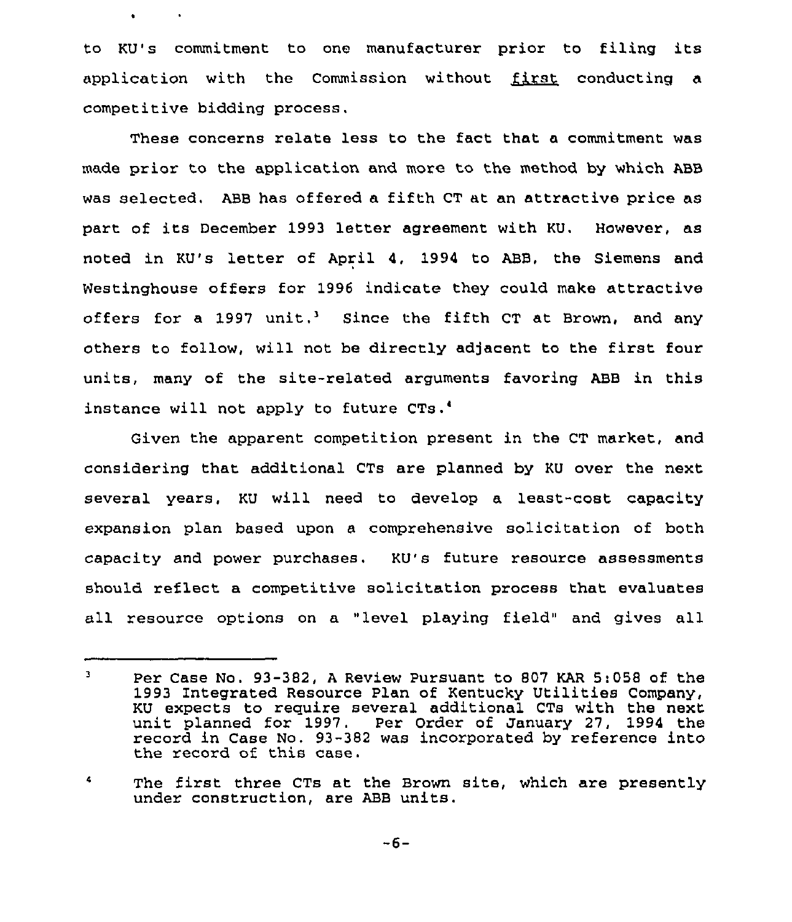to KU's commitment to one manufacturer prior to filing its application with the Commission without _first_ conducting a competitive bidding process.

These concerns relate less to the fact that a commitment was made prior to the application and more to the method by which ABB was selected. ABB has offered a fifth CT at an attractive price as part of its December 1993 letter agreement with KU. However, as noted in KU's letter of April 4, 1994 to ABB, the Siemens and Westinghouse offers for 1996 indicate they could make attractive offers for a 1997 unit.[3] Since the fifth CT at Brown, and any others to follow, will not be directly adjacent to the first four units, many of the site-related arguments favoring ABB in this instance will not apply to future CTs.[4]

Given the apparent competition present in the CT market, and considering that additional CTs are planned by KU over the next several years, KU will need to develop a least-cost capacity expansion plan based upon a comprehensive solicitation of both capacity and power purchases. KU's future resource assessments should reflect a competitive solicitation process that evaluates all resource options on a "level playing field" and gives all

---

[3] Per Case No. 93-382, A Review Pursuant to 807 KAR 5:058 of the 1993 Integrated Resource Plan of Kentucky Utilities Company, KU expects to require several additional CTs with the next unit planned for 1997. Per Order of January 27, 1994 the record in Case No. 93-382 was incorporated by reference into the record of this case.

[4] The first three CTs at the Brown site, which are presently under construction, are ABB units.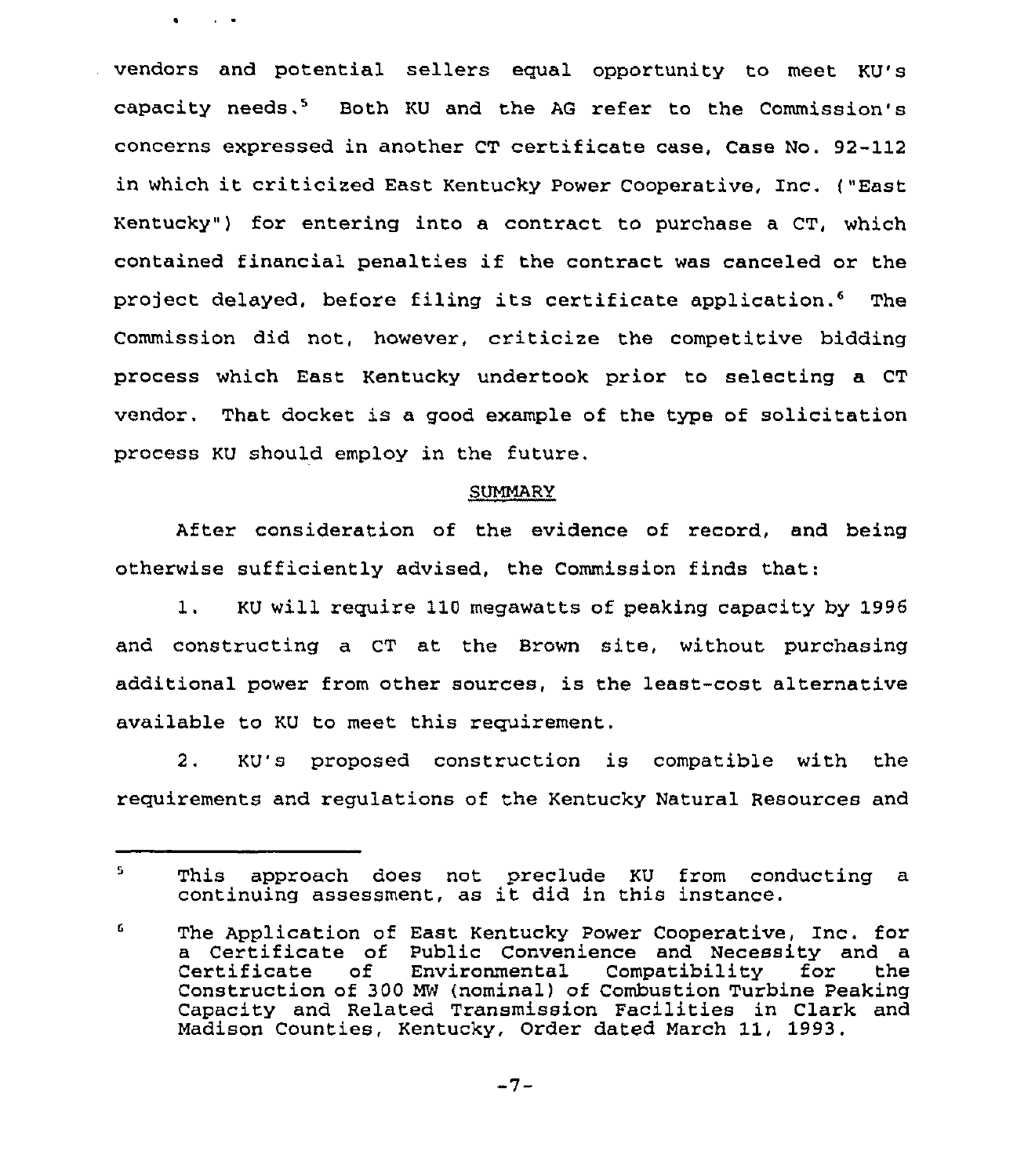vendors and potential sellers equal opportunity to meet KU's capacity needs.[5] Both KU and the AG refer to the Commission's concerns expressed in another CT certificate case, Case No. 92-112 in which it criticized East Kentucky Power Cooperative, Inc. ("East Kentucky") for entering into a contract to purchase a CT, which contained financial penalties if the contract was canceled or the project delayed, before filing its certificate application.[6] The Commission did not, however, criticize the competitive bidding process which East Kentucky undertook prior to selecting a CT vendor. That docket is a good example of the type of solicitation process KU should employ in the future.

## SUMMARY

After consideration of the evidence of record, and being otherwise sufficiently advised, the Commission finds that:

1. KU will require 110 megawatts of peaking capacity by 1996 and constructing a CT at the Brown site, without purchasing additional power from other sources, is the least-cost alternative available to KU to meet this requirement.

2. KU's proposed construction is compatible with the requirements and regulations of the Kentucky Natural Resources and

---

[5] This approach does not preclude KU from conducting a continuing assessment, as it did in this instance.

[6] The Application of East Kentucky Power Cooperative, Inc. for a Certificate of Public Convenience and Necessity and a Certificate of Environmental Compatibility for the Construction of 300 MW (nominal) of Combustion Turbine Peaking Capacity and Related Transmission Facilities in Clark and Madison Counties, Kentucky, Order dated March 11, 1993.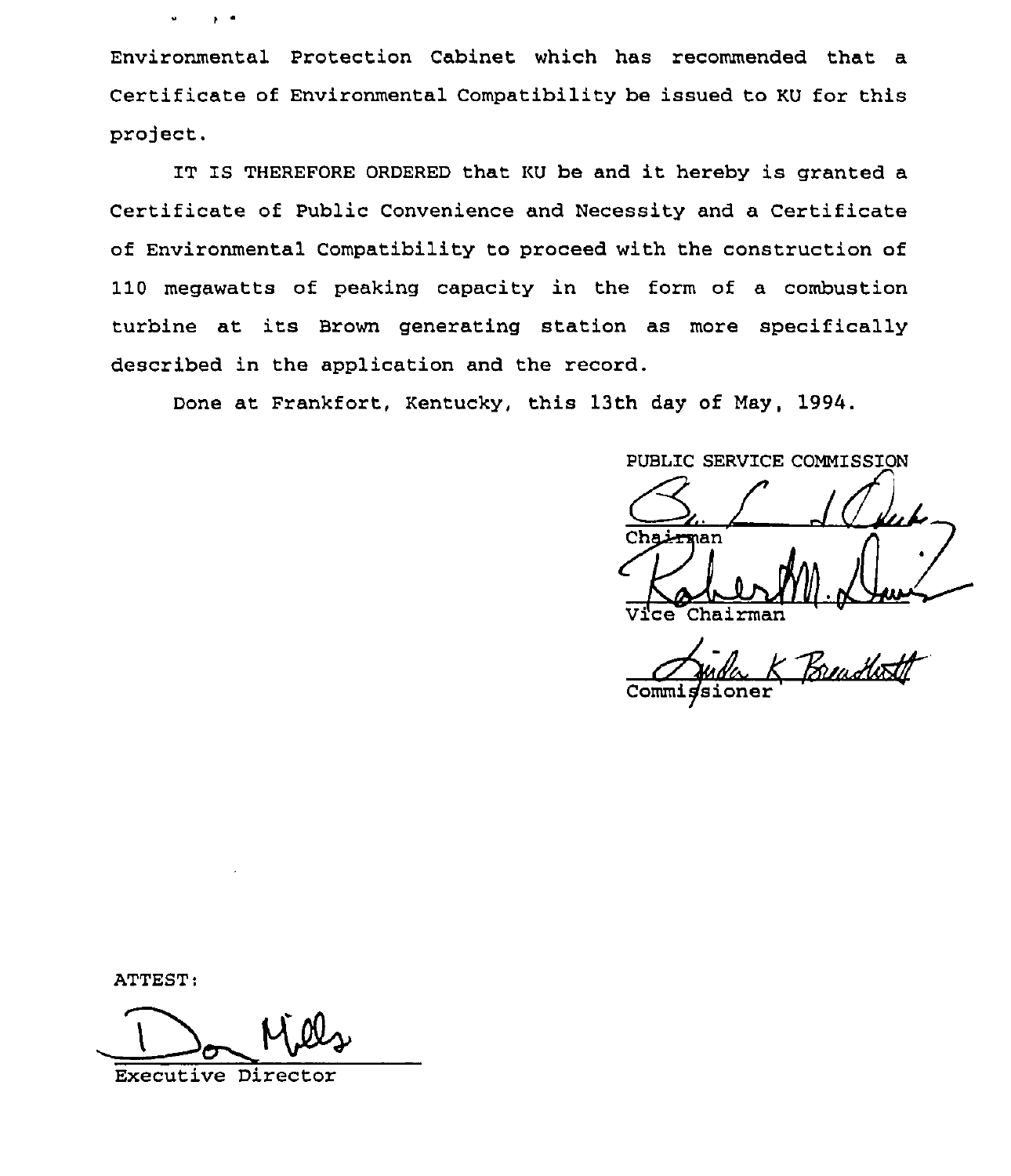Environmental Protection Cabinet which has recommended that a Certificate of Environmental Compatibility be issued to KU for this project.

IT IS THEREFORE ORDERED that KU be and it hereby is granted a Certificate of Public Convenience and Necessity and a Certificate of Environmental Compatibility to proceed with the construction of 110 megawatts of peaking capacity in the form of a combustion turbine at its Brown generating station as more specifically described in the application and the record.

Done at Frankfort, Kentucky, this 13th day of May, 1994.

PUBLIC SERVICE COMMISSION

Chairman

Vice Chairman

Commissioner

ATTEST:

Executive Director